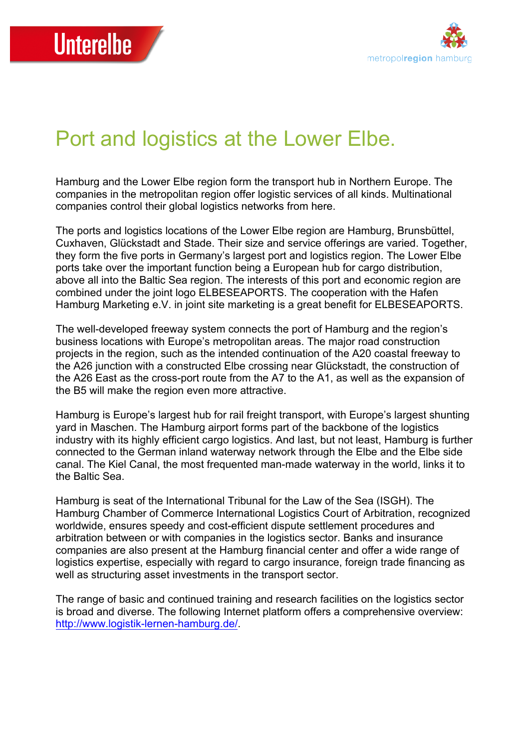# Port and logistics at the Lower Elbe.

Hamburg and the Lower Elbe region form the transport hub in Northern Europe. The companies in the metropolitan region offer logistic services of all kinds. Multinational companies control their global logistics networks from here.

The ports and logistics locations of the Lower Elbe region are Hamburg, Brunsbüttel, Cuxhaven, Glückstadt and Stade. Their size and service offerings are varied. Together, they form the five ports in Germany's largest port and logistics region. The Lower Elbe ports take over the important function being a European hub for cargo distribution, above all into the Baltic Sea region. The interests of this port and economic region are combined under the joint logo ELBESEAPORTS. The cooperation with the Hafen Hamburg Marketing e.V. in joint site marketing is a great benefit for ELBESEAPORTS.

The well-developed freeway system connects the port of Hamburg and the region's business locations with Europe's metropolitan areas. The major road construction projects in the region, such as the intended continuation of the A20 coastal freeway to the A26 junction with a constructed Elbe crossing near Glückstadt, the construction of the A26 East as the cross-port route from the A7 to the A1, as well as the expansion of the B5 will make the region even more attractive.

Hamburg is Europe's largest hub for rail freight transport, with Europe's largest shunting yard in Maschen. The Hamburg airport forms part of the backbone of the logistics industry with its highly efficient cargo logistics. And last, but not least, Hamburg is further connected to the German inland waterway network through the Elbe and the Elbe side canal. The Kiel Canal, the most frequented man-made waterway in the world, links it to the Baltic Sea.

Hamburg is seat of the International Tribunal for the Law of the Sea (ISGH). The Hamburg Chamber of Commerce International Logistics Court of Arbitration, recognized worldwide, ensures speedy and cost-efficient dispute settlement procedures and arbitration between or with companies in the logistics sector. Banks and insurance companies are also present at the Hamburg financial center and offer a wide range of logistics expertise, especially with regard to cargo insurance, foreign trade financing as well as structuring asset investments in the transport sector.

The range of basic and continued training and research facilities on the logistics sector is broad and diverse. The following Internet platform offers a comprehensive overview: http://www.logistik-lernen-hamburg.de/.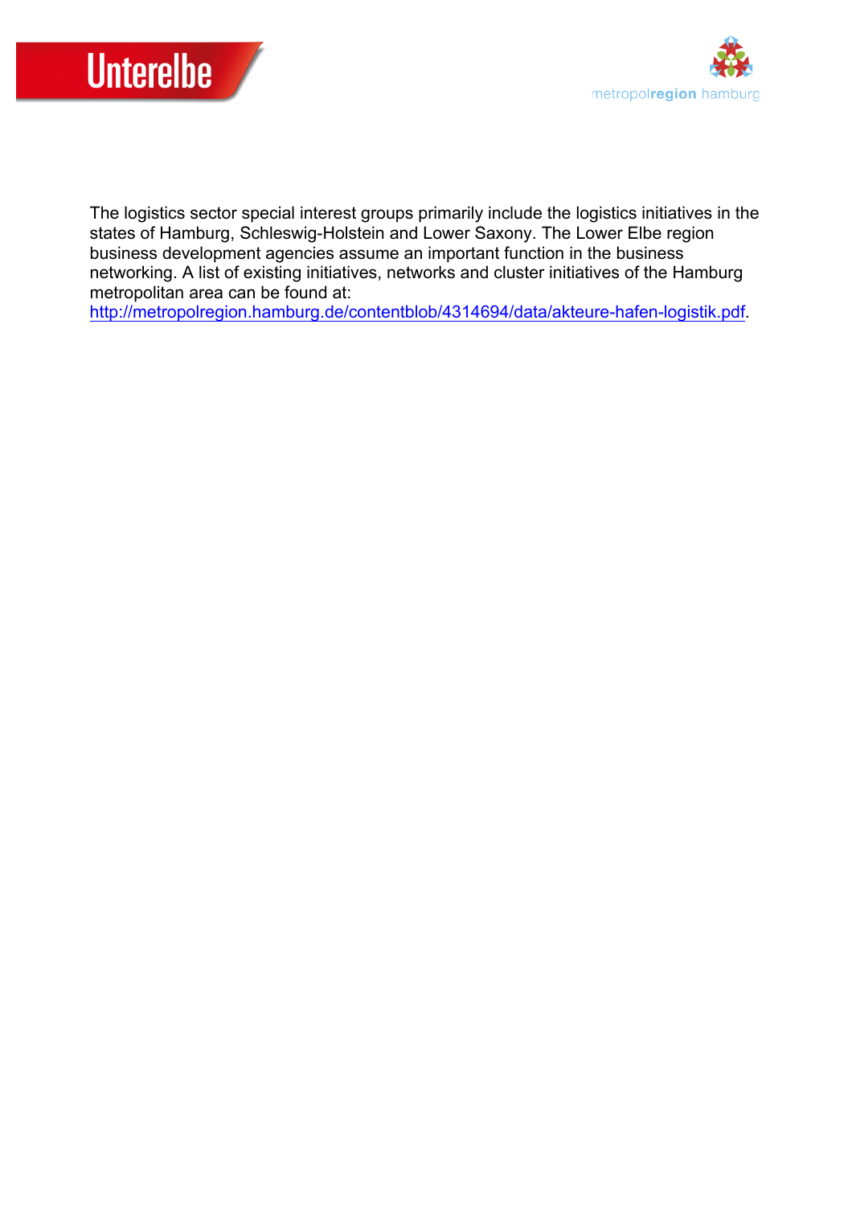The logistics sector special interest groups primarily include the logistics initiatives in the states of Hamburg, Schleswig-Holstein and Lower Saxony. The Lower Elbe region business development agencies assume an important function in the business networking. A list of existing initiatives, networks and cluster initiatives of the Hamburg metropolitan area can be found at: http://metropolregion.hamburg.de/contentblob/4314694/data/akteure-hafen-logistik.pdf.